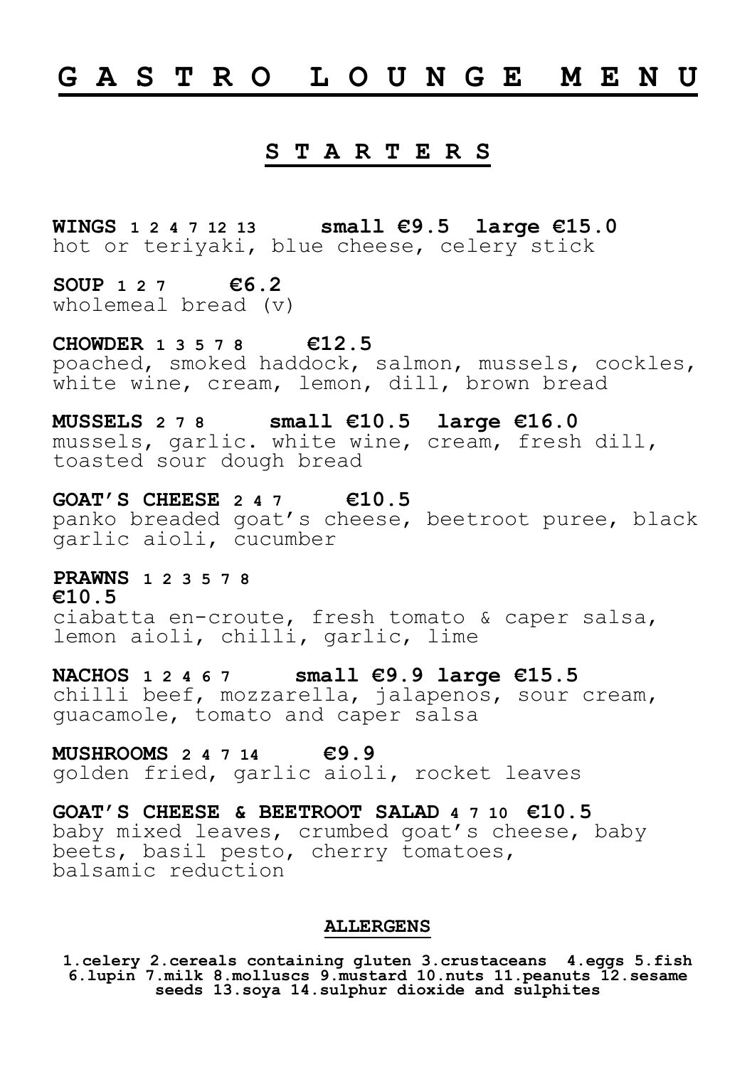# G A S T R O  L O U N G E  M E N U

## S T A R T E R S

**WINGS 1 2 4 7 12 13 small €9.5 large €15.0**
hot or teriyaki, blue cheese, celery stick

**SOUP 1 2 7 €6.2**
wholemeal bread (v)

**CHOWDER 1 3 5 7 8 €12.5**
poached, smoked haddock, salmon, mussels, cockles, white wine, cream, lemon, dill, brown bread

**MUSSELS 2 7 8 small €10.5 large €16.0**
mussels, garlic. white wine, cream, fresh dill, toasted sour dough bread

**GOAT'S CHEESE 2 4 7 €10.5**
panko breaded goat's cheese, beetroot puree, black garlic aioli, cucumber

**PRAWNS 1 2 3 5 7 8**
**€10.5**
ciabatta en-croute, fresh tomato & caper salsa, lemon aioli, chilli, garlic, lime

**NACHOS 1 2 4 6 7 small €9.9 large €15.5**
chilli beef, mozzarella, jalapenos, sour cream, guacamole, tomato and caper salsa

**MUSHROOMS 2 4 7 14 €9.9**
golden fried, garlic aioli, rocket leaves

**GOAT'S CHEESE & BEETROOT SALAD 4 7 10 €10.5**
baby mixed leaves, crumbed goat's cheese, baby beets, basil pesto, cherry tomatoes, balsamic reduction

**ALLERGENS**

**1.celery 2.cereals containing gluten 3.crustaceans 4.eggs 5.fish 6.lupin 7.milk 8.molluscs 9.mustard 10.nuts 11.peanuts 12.sesame seeds 13.soya 14.sulphur dioxide and sulphites**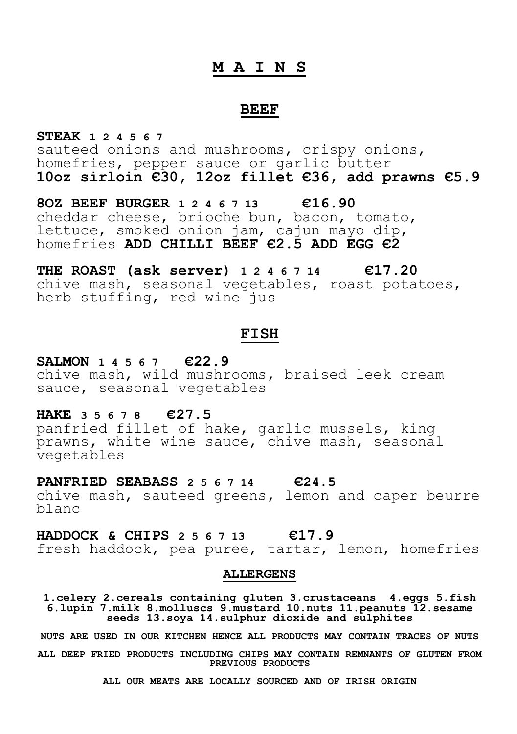# M A I N S

## BEEF

**STEAK** **1 2 4 5 6 7**
sauteed onions and mushrooms, crispy onions, homefries, pepper sauce or garlic butter
**10oz sirloin €30, 12oz fillet €36, add prawns €5.9**

**8OZ BEEF BURGER** **1 2 4 6 7 13** **€16.90**
cheddar cheese, brioche bun, bacon, tomato, lettuce, smoked onion jam, cajun mayo dip, homefries **ADD CHILLI BEEF €2.5 ADD EGG €2**

**THE ROAST (ask server)** **1 2 4 6 7 14** **€17.20**
chive mash, seasonal vegetables, roast potatoes, herb stuffing, red wine jus

## FISH

**SALMON** **1 4 5 6 7** **€22.9**
chive mash, wild mushrooms, braised leek cream sauce, seasonal vegetables

**HAKE** **3 5 6 7 8** **€27.5**
panfried fillet of hake, garlic mussels, king prawns, white wine sauce, chive mash, seasonal vegetables

**PANFRIED SEABASS** **2 5 6 7 14** **€24.5**
chive mash, sauteed greens, lemon and caper beurre blanc

**HADDOCK & CHIPS** **2 5 6 7 13** **€17.9**
fresh haddock, pea puree, tartar, lemon, homefries

### ALLERGENS

**1.celery 2.cereals containing gluten 3.crustaceans 4.eggs 5.fish 6.lupin 7.milk 8.molluscs 9.mustard 10.nuts 11.peanuts 12.sesame seeds 13.soya 14.sulphur dioxide and sulphites**

**NUTS ARE USED IN OUR KITCHEN HENCE ALL PRODUCTS MAY CONTAIN TRACES OF NUTS**

**ALL DEEP FRIED PRODUCTS INCLUDING CHIPS MAY CONTAIN REMNANTS OF GLUTEN FROM PREVIOUS PRODUCTS**

**ALL OUR MEATS ARE LOCALLY SOURCED AND OF IRISH ORIGIN**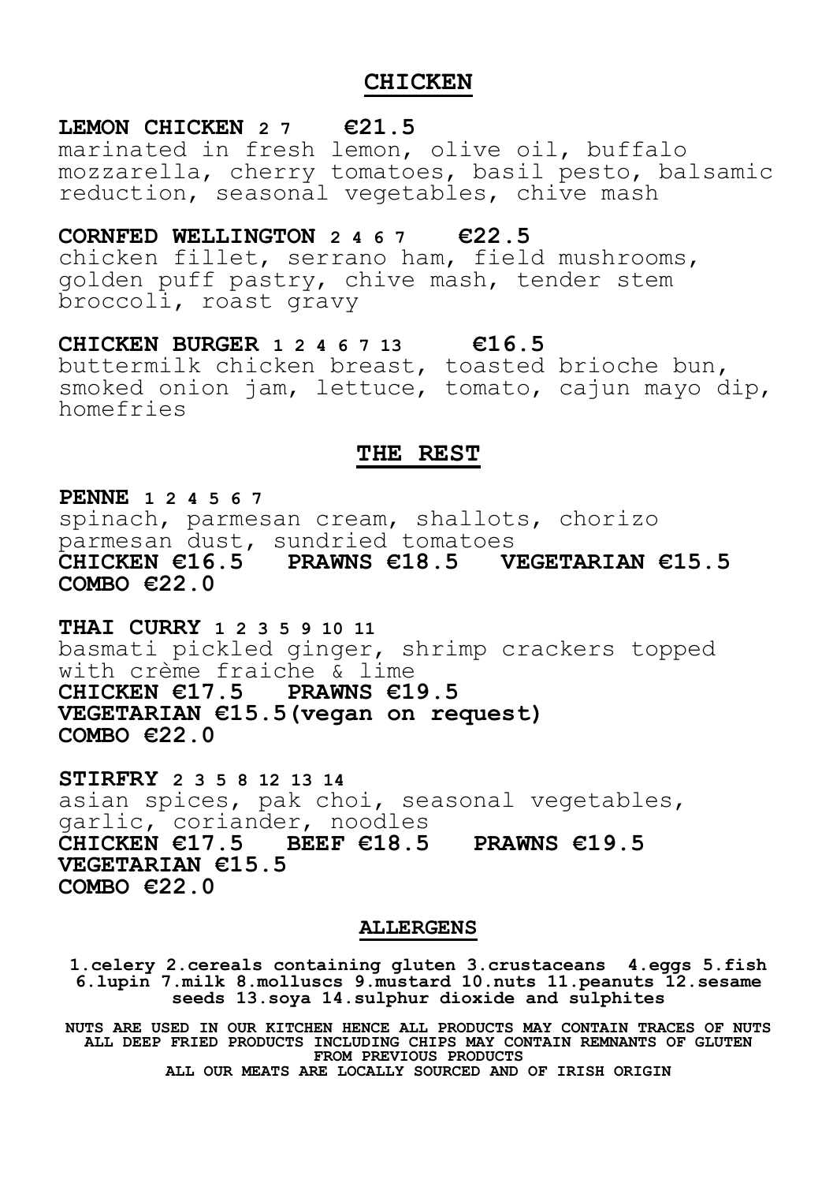## CHICKEN

**LEMON CHICKEN** **2 7** **€21.5**
marinated in fresh lemon, olive oil, buffalo mozzarella, cherry tomatoes, basil pesto, balsamic reduction, seasonal vegetables, chive mash

**CORNFED WELLINGTON** **2 4 6 7** **€22.5**
chicken fillet, serrano ham, field mushrooms, golden puff pastry, chive mash, tender stem broccoli, roast gravy

**CHICKEN BURGER** **1 2 4 6 7 13** **€16.5**
buttermilk chicken breast, toasted brioche bun, smoked onion jam, lettuce, tomato, cajun mayo dip, homefries

## THE REST

**PENNE** **1 2 4 5 6 7**
spinach, parmesan cream, shallots, chorizo parmesan dust, sundried tomatoes
**CHICKEN €16.5 PRAWNS €18.5 VEGETARIAN €15.5**
**COMBO €22.0**

**THAI CURRY** **1 2 3 5 9 10 11**
basmati pickled ginger, shrimp crackers topped with crème fraiche & lime
**CHICKEN €17.5 PRAWNS €19.5**
**VEGETARIAN €15.5(vegan on request)**
**COMBO €22.0**

**STIRFRY** **2 3 5 8 12 13 14**
asian spices, pak choi, seasonal vegetables, garlic, coriander, noodles
**CHICKEN €17.5 BEEF €18.5 PRAWNS €19.5**
**VEGETARIAN €15.5**
**COMBO €22.0**

### ALLERGENS

**1.celery 2.cereals containing gluten 3.crustaceans 4.eggs 5.fish 6.lupin 7.milk 8.molluscs 9.mustard 10.nuts 11.peanuts 12.sesame seeds 13.soya 14.sulphur dioxide and sulphites**

**NUTS ARE USED IN OUR KITCHEN HENCE ALL PRODUCTS MAY CONTAIN TRACES OF NUTS**
**ALL DEEP FRIED PRODUCTS INCLUDING CHIPS MAY CONTAIN REMNANTS OF GLUTEN FROM PREVIOUS PRODUCTS**
**ALL OUR MEATS ARE LOCALLY SOURCED AND OF IRISH ORIGIN**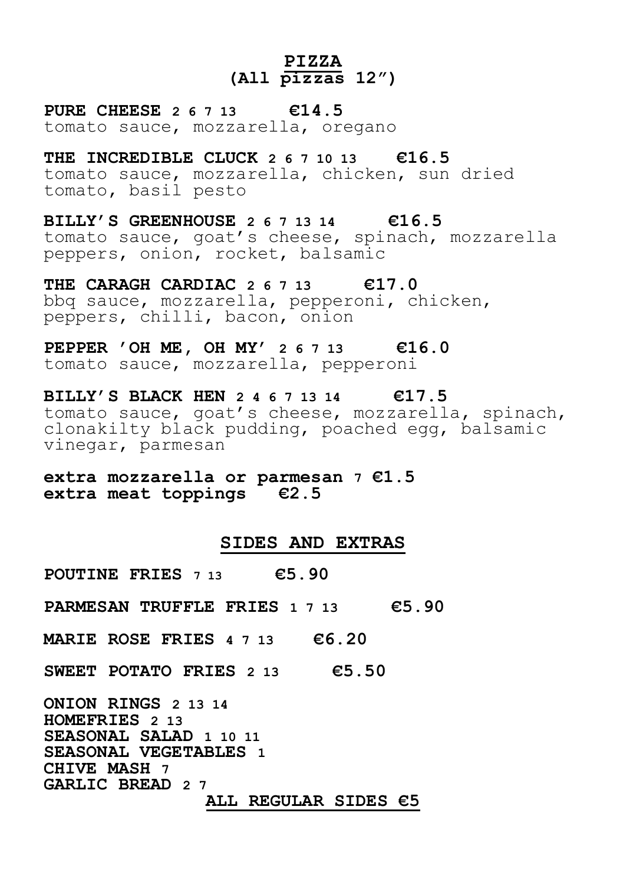## PIZZA

**(All pizzas 12")**

**PURE CHEESE** 2 6 7 13 **€14.5**
tomato sauce, mozzarella, oregano

**THE INCREDIBLE CLUCK** 2 6 7 10 13 **€16.5**
tomato sauce, mozzarella, chicken, sun dried tomato, basil pesto

**BILLY'S GREENHOUSE** 2 6 7 13 14 **€16.5**
tomato sauce, goat's cheese, spinach, mozzarella peppers, onion, rocket, balsamic

**THE CARAGH CARDIAC** 2 6 7 13 **€17.0**
bbq sauce, mozzarella, pepperoni, chicken, peppers, chilli, bacon, onion

**PEPPER 'OH ME, OH MY'** 2 6 7 13 **€16.0**
tomato sauce, mozzarella, pepperoni

**BILLY'S BLACK HEN** 2 4 6 7 13 14 **€17.5**
tomato sauce, goat's cheese, mozzarella, spinach, clonakilty black pudding, poached egg, balsamic vinegar, parmesan

**extra mozzarella or parmesan** 7 **€1.5**
**extra meat toppings €2.5**

## SIDES AND EXTRAS

**POUTINE FRIES** 7 13 **€5.90**

**PARMESAN TRUFFLE FRIES** 1 7 13 **€5.90**

**MARIE ROSE FRIES** 4 7 13 **€6.20**

**SWEET POTATO FRIES** 2 13 **€5.50**

**ONION RINGS** 2 13 14
**HOMEFRIES** 2 13
**SEASONAL SALAD** 1 10 11
**SEASONAL VEGETABLES** 1
**CHIVE MASH** 7
**GARLIC BREAD** 2 7

**ALL REGULAR SIDES €5**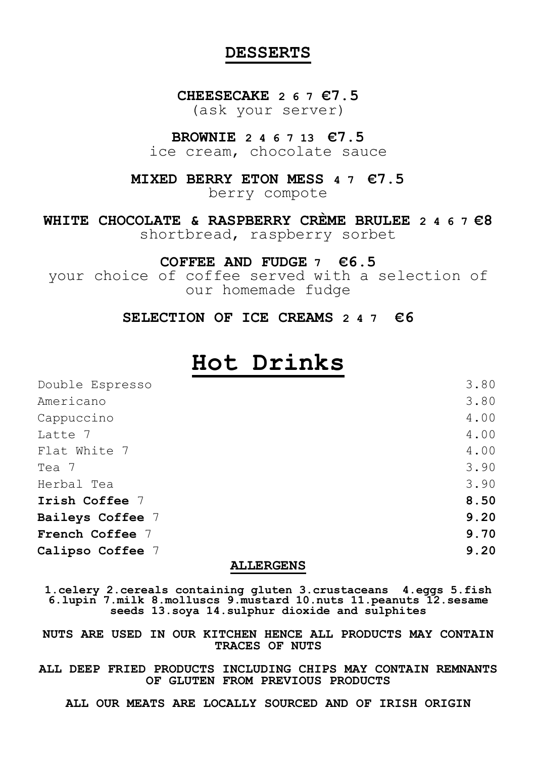# DESSERTS

**CHEESECAKE 2 6 7 €7.5**
(ask your server)

**BROWNIE 2 4 6 7 13 €7.5**
ice cream, chocolate sauce

**MIXED BERRY ETON MESS 4 7 €7.5**
berry compote

**WHITE CHOCOLATE & RASPBERRY CRÈME BRULEE 2 4 6 7 €8**
shortbread, raspberry sorbet

**COFFEE AND FUDGE 7 €6.5**
your choice of coffee served with a selection of our homemade fudge

**SELECTION OF ICE CREAMS 2 4 7 €6**

# Hot Drinks

| | |
|---|---|
| Double Espresso | 3.80 |
| Americano | 3.80 |
| Cappuccino | 4.00 |
| Latte 7 | 4.00 |
| Flat White 7 | 4.00 |
| Tea 7 | 3.90 |
| Herbal Tea | 3.90 |
| **Irish Coffee** 7 | **8.50** |
| **Baileys Coffee** 7 | **9.20** |
| **French Coffee** 7 | **9.70** |
| **Calipso Coffee** 7 | **9.20** |

**ALLERGENS**

**1.celery 2.cereals containing gluten 3.crustaceans 4.eggs 5.fish 6.lupin 7.milk 8.molluscs 9.mustard 10.nuts 11.peanuts 12.sesame seeds 13.soya 14.sulphur dioxide and sulphites**

**NUTS ARE USED IN OUR KITCHEN HENCE ALL PRODUCTS MAY CONTAIN TRACES OF NUTS**

**ALL DEEP FRIED PRODUCTS INCLUDING CHIPS MAY CONTAIN REMNANTS OF GLUTEN FROM PREVIOUS PRODUCTS**

**ALL OUR MEATS ARE LOCALLY SOURCED AND OF IRISH ORIGIN**